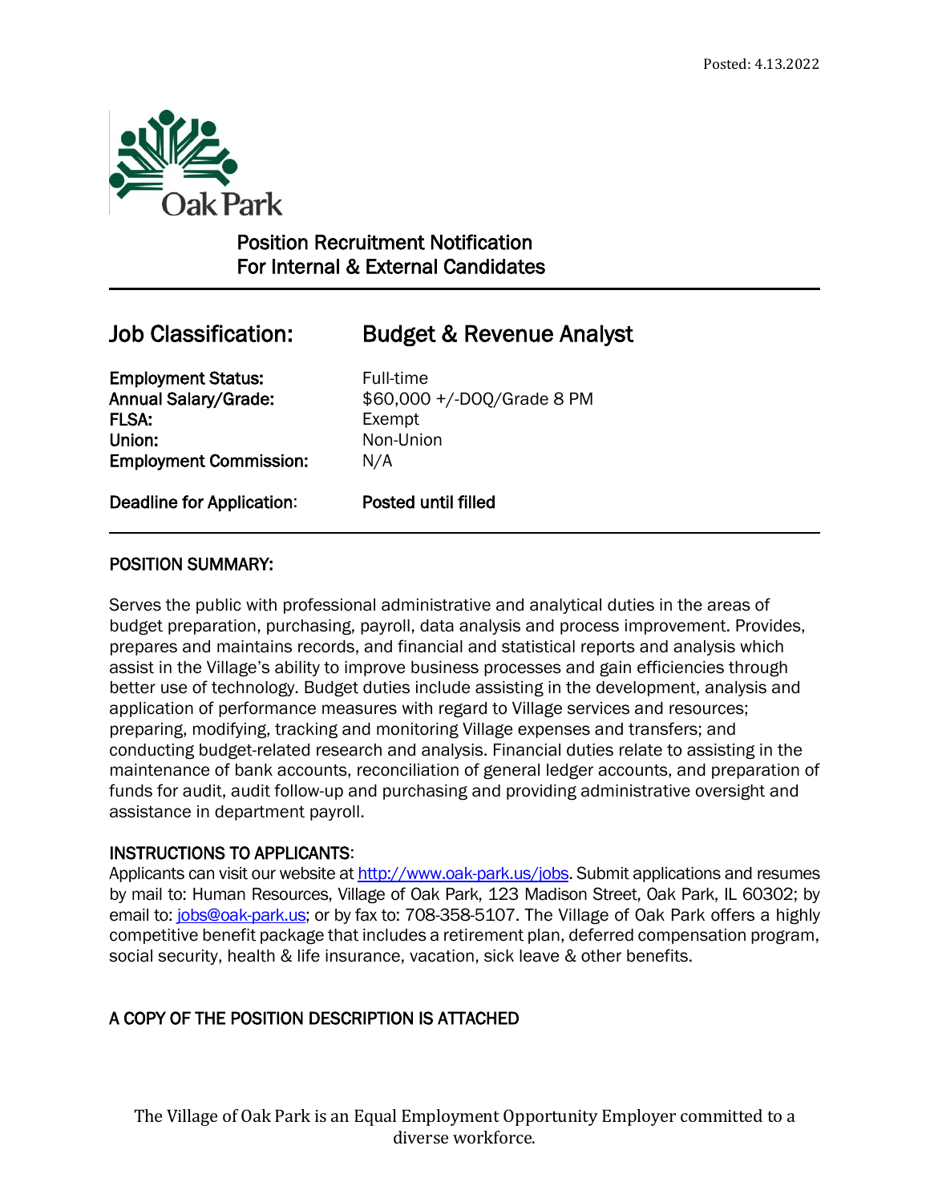Posted: 4.13.2022

Oak Park

## Position Recruitment Notification
## For Internal & External Candidates

## Job Classification: Budget & Revenue Analyst

**Employment Status:** Full-time
**Annual Salary/Grade:** $60,000 +/-DOQ/Grade 8 PM
**FLSA:** Exempt
**Union:** Non-Union
**Employment Commission:** N/A

**Deadline for Application:** **Posted until filled**

---

### POSITION SUMMARY:

Serves the public with professional administrative and analytical duties in the areas of budget preparation, purchasing, payroll, data analysis and process improvement. Provides, prepares and maintains records, and financial and statistical reports and analysis which assist in the Village's ability to improve business processes and gain efficiencies through better use of technology. Budget duties include assisting in the development, analysis and application of performance measures with regard to Village services and resources; preparing, modifying, tracking and monitoring Village expenses and transfers; and conducting budget-related research and analysis. Financial duties relate to assisting in the maintenance of bank accounts, reconciliation of general ledger accounts, and preparation of funds for audit, audit follow-up and purchasing and providing administrative oversight and assistance in department payroll.

### INSTRUCTIONS TO APPLICANTS:

Applicants can visit our website at http://www.oak-park.us/jobs. Submit applications and resumes by mail to: Human Resources, Village of Oak Park, 123 Madison Street, Oak Park, IL 60302; by email to: jobs@oak-park.us; or by fax to: 708-358-5107. The Village of Oak Park offers a highly competitive benefit package that includes a retirement plan, deferred compensation program, social security, health & life insurance, vacation, sick leave & other benefits.

### A COPY OF THE POSITION DESCRIPTION IS ATTACHED

The Village of Oak Park is an Equal Employment Opportunity Employer committed to a diverse workforce.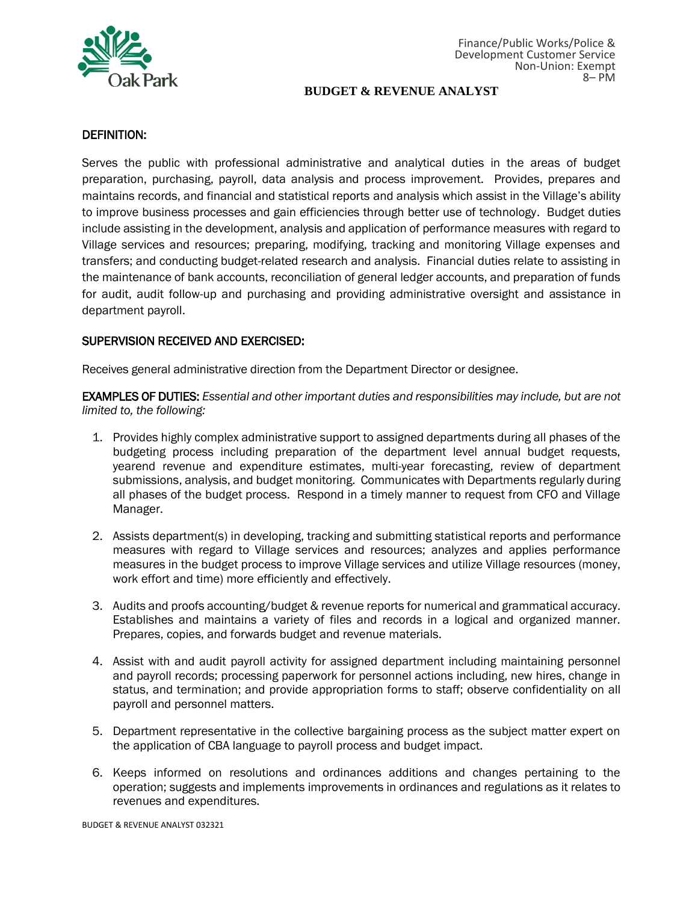Finance/Public Works/Police &
Development Customer Service
Non-Union: Exempt
8– PM

# BUDGET & REVENUE ANALYST

## DEFINITION:

Serves the public with professional administrative and analytical duties in the areas of budget preparation, purchasing, payroll, data analysis and process improvement. Provides, prepares and maintains records, and financial and statistical reports and analysis which assist in the Village's ability to improve business processes and gain efficiencies through better use of technology. Budget duties include assisting in the development, analysis and application of performance measures with regard to Village services and resources; preparing, modifying, tracking and monitoring Village expenses and transfers; and conducting budget-related research and analysis. Financial duties relate to assisting in the maintenance of bank accounts, reconciliation of general ledger accounts, and preparation of funds for audit, audit follow-up and purchasing and providing administrative oversight and assistance in department payroll.

## SUPERVISION RECEIVED AND EXERCISED:

Receives general administrative direction from the Department Director or designee.

**EXAMPLES OF DUTIES:** *Essential and other important duties and responsibilities may include, but are not limited to, the following:*

1. Provides highly complex administrative support to assigned departments during all phases of the budgeting process including preparation of the department level annual budget requests, yearend revenue and expenditure estimates, multi-year forecasting, review of department submissions, analysis, and budget monitoring. Communicates with Departments regularly during all phases of the budget process. Respond in a timely manner to request from CFO and Village Manager.

2. Assists department(s) in developing, tracking and submitting statistical reports and performance measures with regard to Village services and resources; analyzes and applies performance measures in the budget process to improve Village services and utilize Village resources (money, work effort and time) more efficiently and effectively.

3. Audits and proofs accounting/budget & revenue reports for numerical and grammatical accuracy. Establishes and maintains a variety of files and records in a logical and organized manner. Prepares, copies, and forwards budget and revenue materials.

4. Assist with and audit payroll activity for assigned department including maintaining personnel and payroll records; processing paperwork for personnel actions including, new hires, change in status, and termination; and provide appropriation forms to staff; observe confidentiality on all payroll and personnel matters.

5. Department representative in the collective bargaining process as the subject matter expert on the application of CBA language to payroll process and budget impact.

6. Keeps informed on resolutions and ordinances additions and changes pertaining to the operation; suggests and implements improvements in ordinances and regulations as it relates to revenues and expenditures.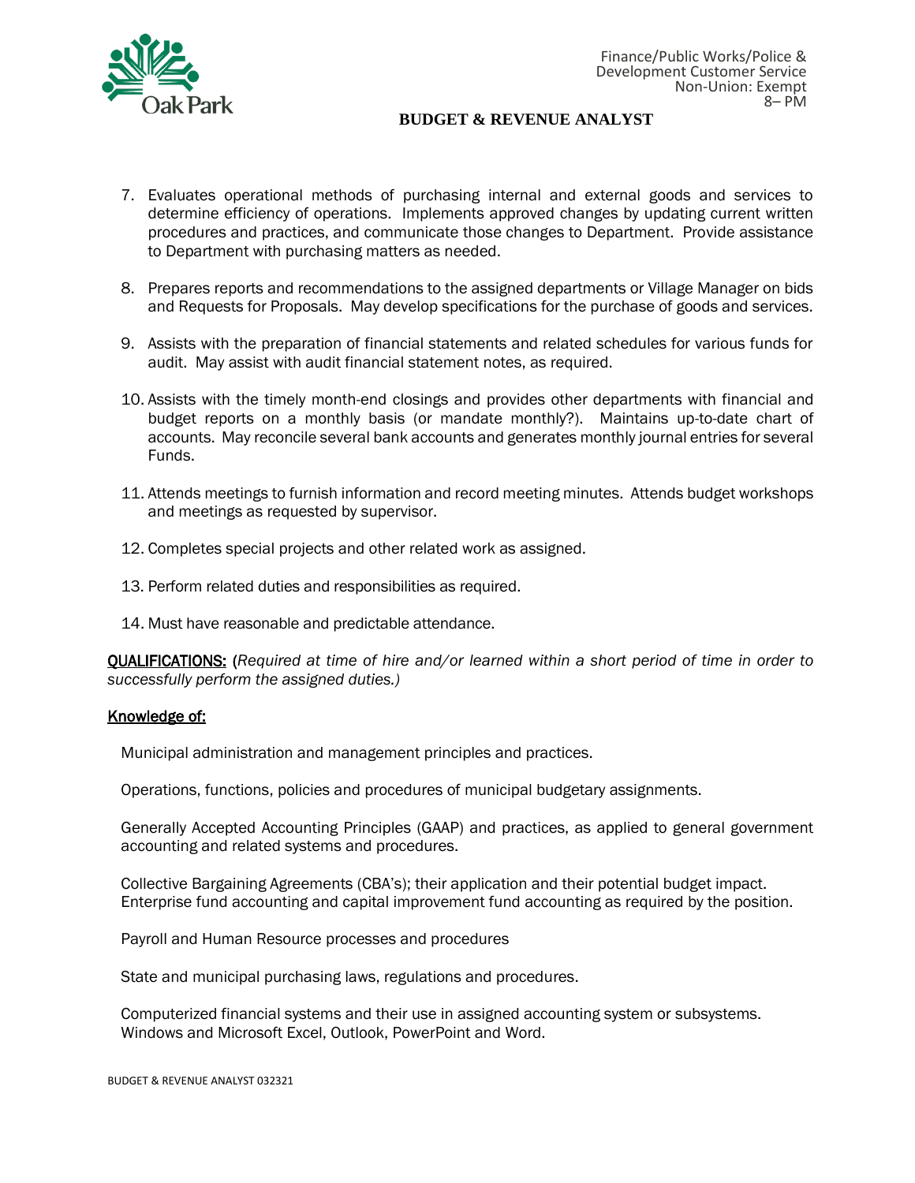7. Evaluates operational methods of purchasing internal and external goods and services to determine efficiency of operations. Implements approved changes by updating current written procedures and practices, and communicate those changes to Department. Provide assistance to Department with purchasing matters as needed.

8. Prepares reports and recommendations to the assigned departments or Village Manager on bids and Requests for Proposals. May develop specifications for the purchase of goods and services.

9. Assists with the preparation of financial statements and related schedules for various funds for audit. May assist with audit financial statement notes, as required.

10. Assists with the timely month-end closings and provides other departments with financial and budget reports on a monthly basis (or mandate monthly?). Maintains up-to-date chart of accounts. May reconcile several bank accounts and generates monthly journal entries for several Funds.

11. Attends meetings to furnish information and record meeting minutes. Attends budget workshops and meetings as requested by supervisor.

12. Completes special projects and other related work as assigned.

13. Perform related duties and responsibilities as required.

14. Must have reasonable and predictable attendance.

**QUALIFICATIONS:** (*Required at time of hire and/or learned within a short period of time in order to successfully perform the assigned duties.)*

**Knowledge of:**

Municipal administration and management principles and practices.

Operations, functions, policies and procedures of municipal budgetary assignments.

Generally Accepted Accounting Principles (GAAP) and practices, as applied to general government accounting and related systems and procedures.

Collective Bargaining Agreements (CBA's); their application and their potential budget impact.
Enterprise fund accounting and capital improvement fund accounting as required by the position.

Payroll and Human Resource processes and procedures

State and municipal purchasing laws, regulations and procedures.

Computerized financial systems and their use in assigned accounting system or subsystems.
Windows and Microsoft Excel, Outlook, PowerPoint and Word.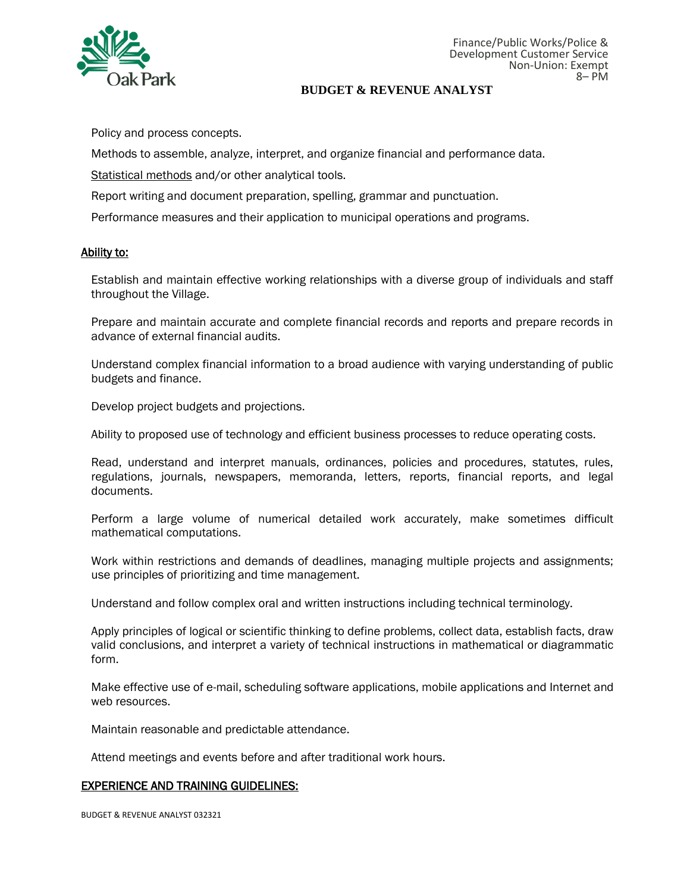Policy and process concepts.

Methods to assemble, analyze, interpret, and organize financial and performance data.

<u>Statistical methods</u> and/or other analytical tools.

Report writing and document preparation, spelling, grammar and punctuation.

Performance measures and their application to municipal operations and programs.

**<u>Ability to:</u>**

Establish and maintain effective working relationships with a diverse group of individuals and staff throughout the Village.

Prepare and maintain accurate and complete financial records and reports and prepare records in advance of external financial audits.

Understand complex financial information to a broad audience with varying understanding of public budgets and finance.

Develop project budgets and projections.

Ability to proposed use of technology and efficient business processes to reduce operating costs.

Read, understand and interpret manuals, ordinances, policies and procedures, statutes, rules, regulations, journals, newspapers, memoranda, letters, reports, financial reports, and legal documents.

Perform a large volume of numerical detailed work accurately, make sometimes difficult mathematical computations.

Work within restrictions and demands of deadlines, managing multiple projects and assignments; use principles of prioritizing and time management.

Understand and follow complex oral and written instructions including technical terminology.

Apply principles of logical or scientific thinking to define problems, collect data, establish facts, draw valid conclusions, and interpret a variety of technical instructions in mathematical or diagrammatic form.

Make effective use of e-mail, scheduling software applications, mobile applications and Internet and web resources.

Maintain reasonable and predictable attendance.

Attend meetings and events before and after traditional work hours.

## <u>EXPERIENCE AND TRAINING GUIDELINES:</u>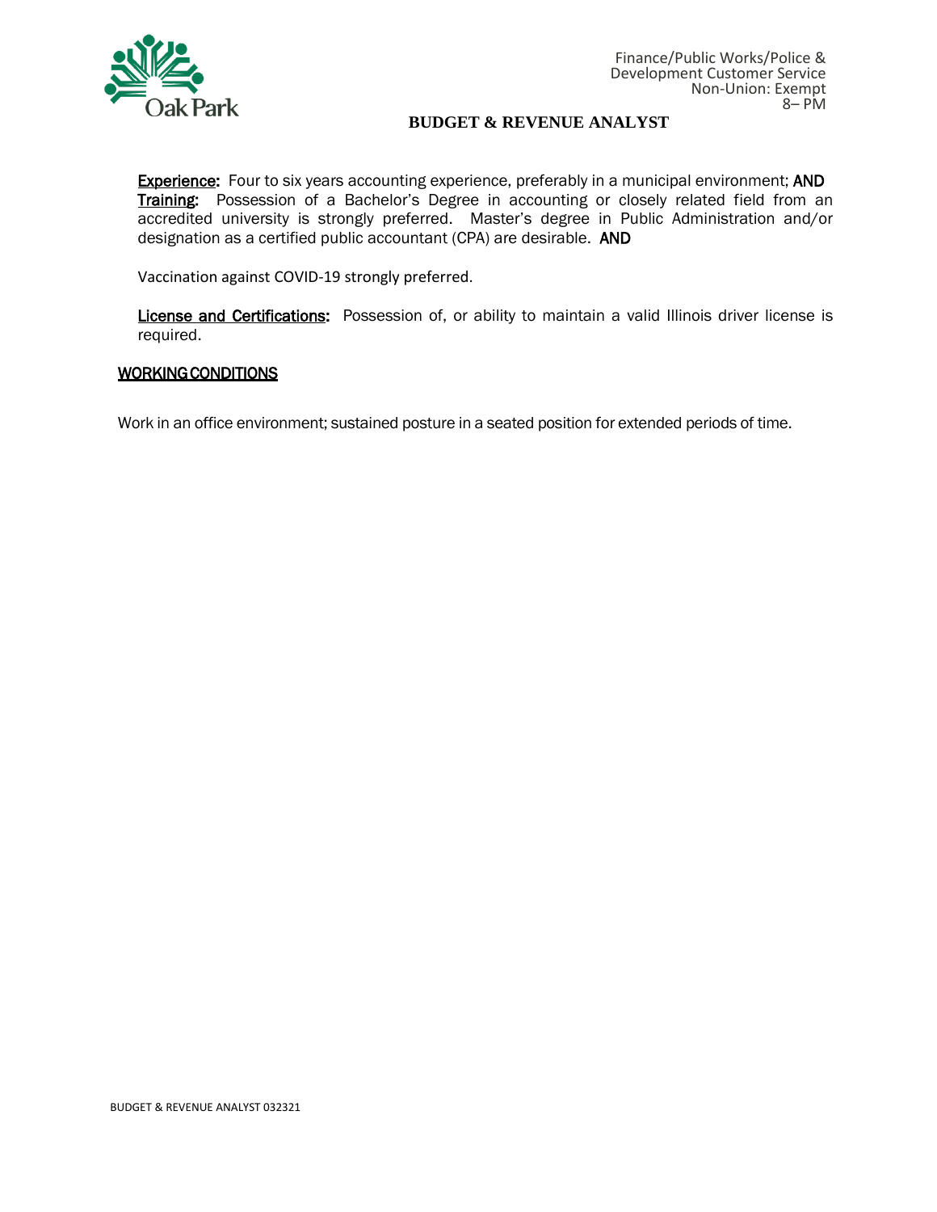**Experience:** Four to six years accounting experience, preferably in a municipal environment; **AND**
**Training:** Possession of a Bachelor's Degree in accounting or closely related field from an accredited university is strongly preferred. Master's degree in Public Administration and/or designation as a certified public accountant (CPA) are desirable. **AND**

Vaccination against COVID-19 strongly preferred.

**License and Certifications:** Possession of, or ability to maintain a valid Illinois driver license is required.

## WORKING CONDITIONS

Work in an office environment; sustained posture in a seated position for extended periods of time.